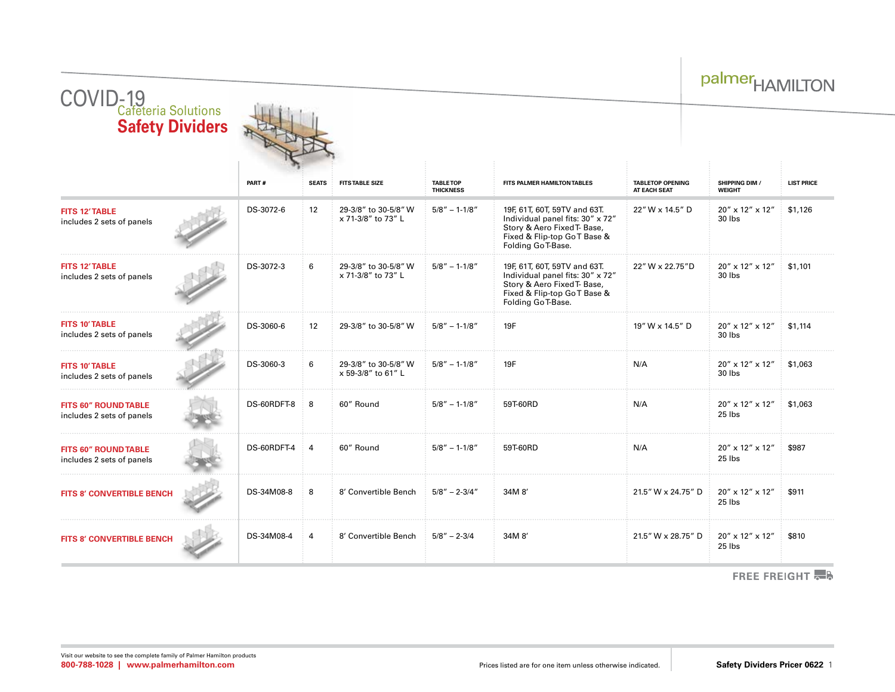palmer HAMILTON

# COVID-19

## Cafeteria Solutions

## Safety Dividers

| | PART # | SEATS | FITS TABLE SIZE | TABLETOP THICKNESS | FITS PALMER HAMILTON TABLES | TABLETOP OPENING AT EACH SEAT | SHIPPING DIM / WEIGHT | LIST PRICE |
|---|---|---|---|---|---|---|---|---|
| **FITS 12′ TABLE** includes 2 sets of panels | DS-3072-6 | 12 | 29-3/8″ to 30-5/8″ W x 71-3/8″ to 73″ L | 5/8″ – 1-1/8″ | 19F, 61T, 60T, 59TV and 63T. Individual panel fits: 30″ x 72″ Story & Aero Fixed T- Base, Fixed & Flip-top Go T Base & Folding Go T-Base. | 22″ W x 14.5″ D | 20″ x 12″ x 12″ 30 lbs | $1,126 |
| **FITS 12′ TABLE** includes 2 sets of panels | DS-3072-3 | 6 | 29-3/8″ to 30-5/8″ W x 71-3/8″ to 73″ L | 5/8″ – 1-1/8″ | 19F, 61T, 60T, 59TV and 63T. Individual panel fits: 30″ x 72″ Story & Aero Fixed T- Base, Fixed & Flip-top Go T Base & Folding Go T-Base. | 22″ W x 22.75″D | 20″ x 12″ x 12″ 30 lbs | $1,101 |
| **FITS 10′ TABLE** includes 2 sets of panels | DS-3060-6 | 12 | 29-3/8″ to 30-5/8″ W | 5/8″ – 1-1/8″ | 19F | 19″ W x 14.5″ D | 20″ x 12″ x 12″ 30 lbs | $1,114 |
| **FITS 10′ TABLE** includes 2 sets of panels | DS-3060-3 | 6 | 29-3/8″ to 30-5/8″ W x 59-3/8″ to 61″ L | 5/8″ – 1-1/8″ | 19F | N/A | 20″ x 12″ x 12″ 30 lbs | $1,063 |
| **FITS 60″ ROUND TABLE** includes 2 sets of panels | DS-60RDFT-8 | 8 | 60″ Round | 5/8″ – 1-1/8″ | 59T-60RD | N/A | 20″ x 12″ x 12″ 25 lbs | $1,063 |
| **FITS 60″ ROUND TABLE** includes 2 sets of panels | DS-60RDFT-4 | 4 | 60″ Round | 5/8″ – 1-1/8″ | 59T-60RD | N/A | 20″ x 12″ x 12″ 25 lbs | $987 |
| **FITS 8′ CONVERTIBLE BENCH** | DS-34M08-8 | 8 | 8′ Convertible Bench | 5/8″ – 2-3/4″ | 34M 8′ | 21.5″ W x 24.75″ D | 20″ x 12″ x 12″ 25 lbs | $911 |
| **FITS 8′ CONVERTIBLE BENCH** | DS-34M08-4 | 4 | 8′ Convertible Bench | 5/8″ – 2-3/4 | 34M 8′ | 21.5″ W x 28.75″ D | 20″ x 12″ x 12″ 25 lbs | $810 |

**FREE FREIGHT**

Visit our website to see the complete family of Palmer Hamilton products

**800-788-1028 | www.palmerhamilton.com**

Prices listed are for one item unless otherwise indicated.

**Safety Dividers Pricer 0622**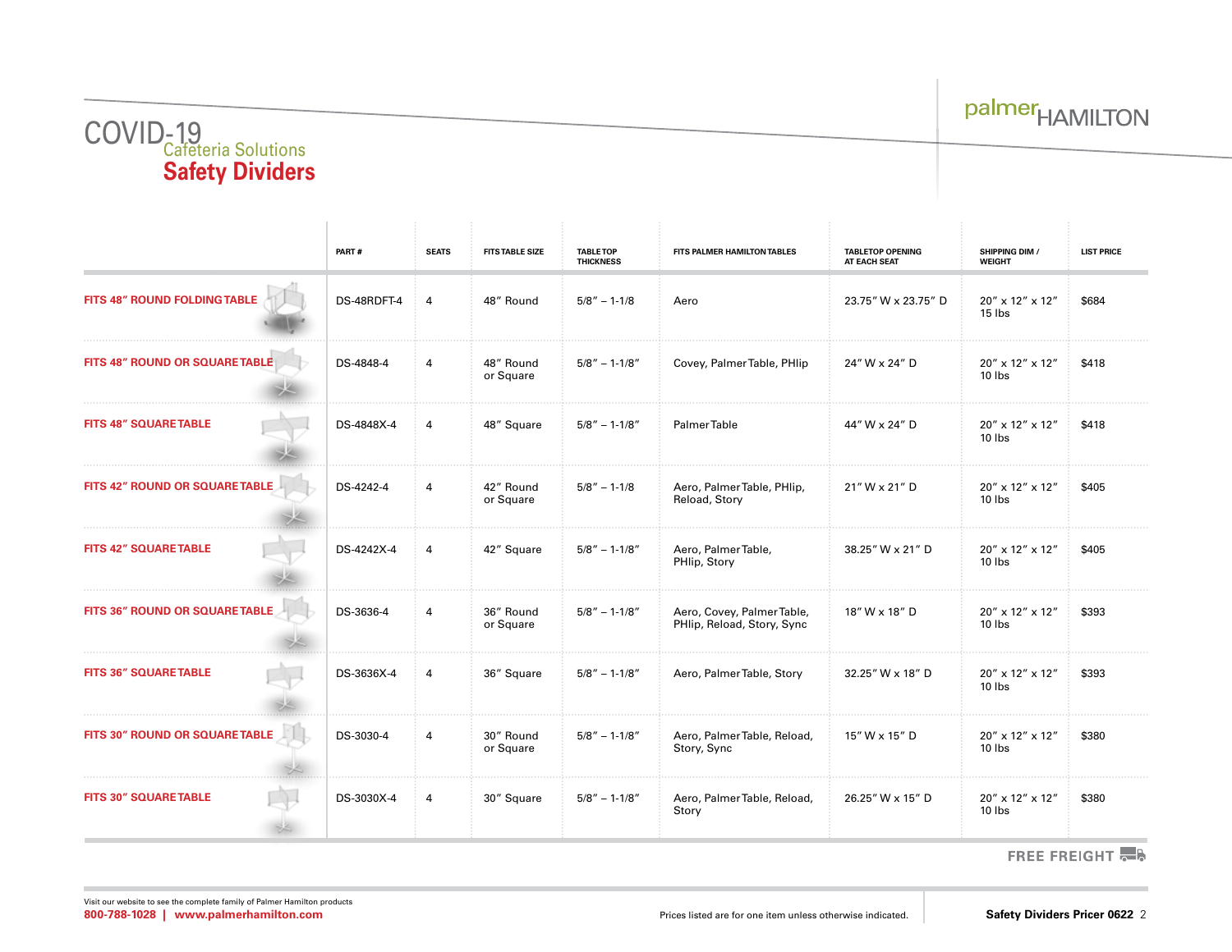# COVID-19

## Cafeteria Solutions

## Safety Dividers

palmer HAMILTON

| | PART # | SEATS | FITS TABLE SIZE | TABLETOP THICKNESS | FITS PALMER HAMILTON TABLES | TABLETOP OPENING AT EACH SEAT | SHIPPING DIM / WEIGHT | LIST PRICE |
|---|---|---|---|---|---|---|---|---|
| FITS 48″ ROUND FOLDING TABLE | DS-48RDFT-4 | 4 | 48″ Round | 5/8″ – 1-1/8 | Aero | 23.75″ W x 23.75″ D | 20″ x 12″ x 12″ 15 lbs | $684 |
| FITS 48″ ROUND OR SQUARE TABLE | DS-4848-4 | 4 | 48″ Round or Square | 5/8″ – 1-1/8″ | Covey, Palmer Table, PHlip | 24″ W x 24″ D | 20″ x 12″ x 12″ 10 lbs | $418 |
| FITS 48″ SQUARE TABLE | DS-4848X-4 | 4 | 48″ Square | 5/8″ – 1-1/8″ | Palmer Table | 44″ W x 24″ D | 20″ x 12″ x 12″ 10 lbs | $418 |
| FITS 42″ ROUND OR SQUARE TABLE | DS-4242-4 | 4 | 42″ Round or Square | 5/8″ – 1-1/8 | Aero, Palmer Table, PHlip, Reload, Story | 21″ W x 21″ D | 20″ x 12″ x 12″ 10 lbs | $405 |
| FITS 42″ SQUARE TABLE | DS-4242X-4 | 4 | 42″ Square | 5/8″ – 1-1/8″ | Aero, Palmer Table, PHlip, Story | 38.25″ W x 21″ D | 20″ x 12″ x 12″ 10 lbs | $405 |
| FITS 36″ ROUND OR SQUARE TABLE | DS-3636-4 | 4 | 36″ Round or Square | 5/8″ – 1-1/8″ | Aero, Covey, Palmer Table, PHlip, Reload, Story, Sync | 18″ W x 18″ D | 20″ x 12″ x 12″ 10 lbs | $393 |
| FITS 36″ SQUARE TABLE | DS-3636X-4 | 4 | 36″ Square | 5/8″ – 1-1/8″ | Aero, Palmer Table, Story | 32.25″ W x 18″ D | 20″ x 12″ x 12″ 10 lbs | $393 |
| FITS 30″ ROUND OR SQUARE TABLE | DS-3030-4 | 4 | 30″ Round or Square | 5/8″ – 1-1/8″ | Aero, Palmer Table, Reload, Story, Sync | 15″ W x 15″ D | 20″ x 12″ x 12″ 10 lbs | $380 |
| FITS 30″ SQUARE TABLE | DS-3030X-4 | 4 | 30″ Square | 5/8″ – 1-1/8″ | Aero, Palmer Table, Reload, Story | 26.25″ W x 15″ D | 20″ x 12″ x 12″ 10 lbs | $380 |

FREE FREIGHT

Visit our website to see the complete family of Palmer Hamilton products

800-788-1028 | www.palmerhamilton.com

Prices listed are for one item unless otherwise indicated.

Safety Dividers Pricer 0622